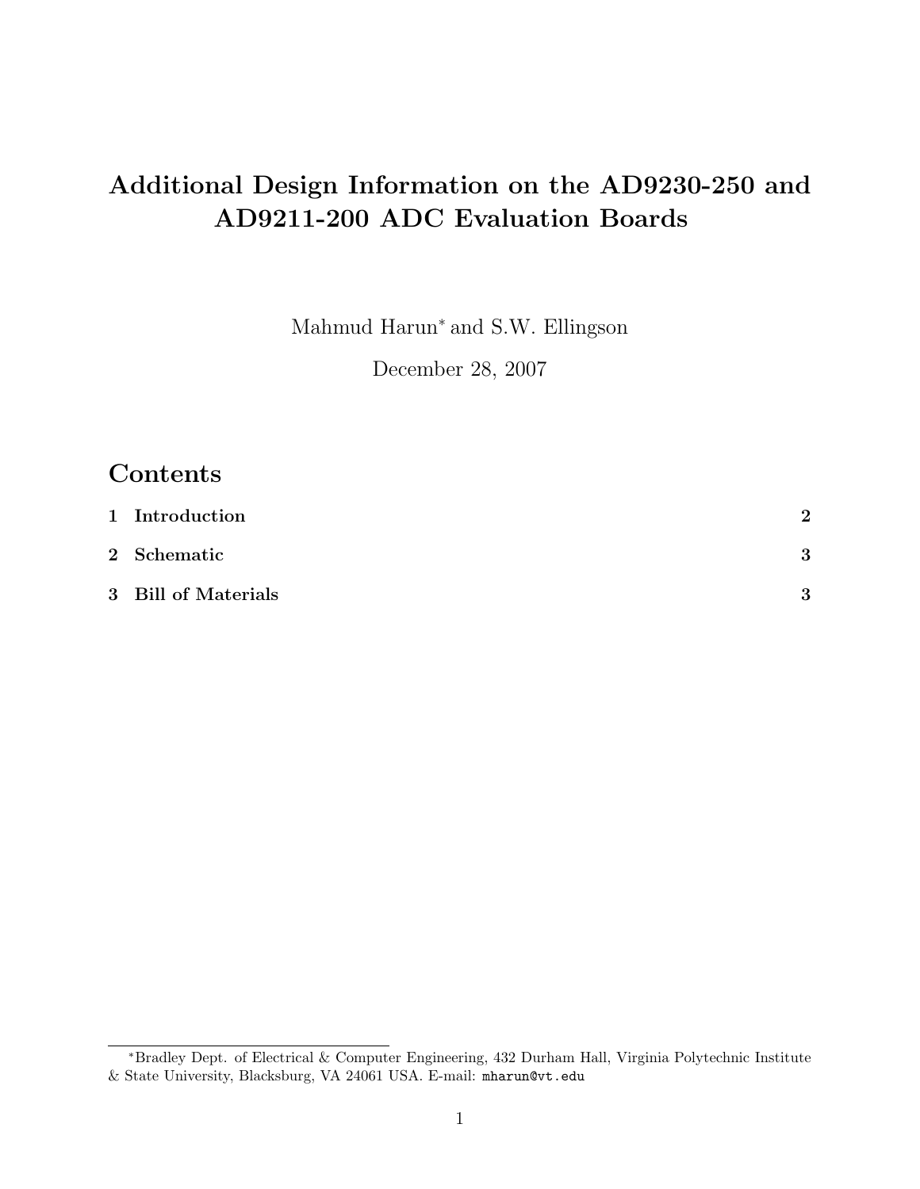# Additional Design Information on the AD9230-250 and AD9211-200 ADC Evaluation Boards

Mahmud Harun* and S.W. Ellingson

December 28, 2007

## Contents

1 Introduction 2

2 Schematic 3

3 Bill of Materials 3

*Bradley Dept. of Electrical & Computer Engineering, 432 Durham Hall, Virginia Polytechnic Institute & State University, Blacksburg, VA 24061 USA. E-mail: mharun@vt.edu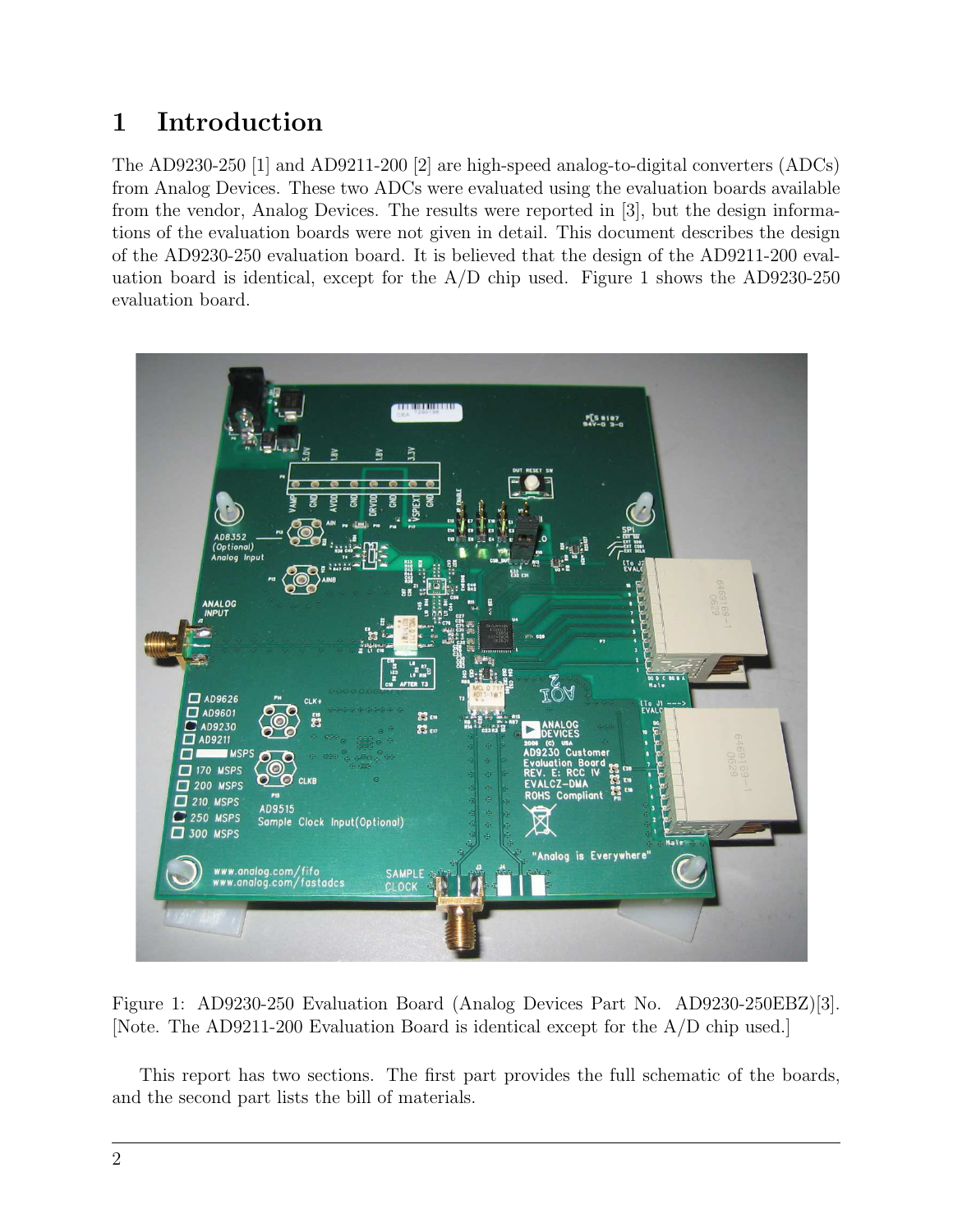# 1 Introduction

The AD9230-250 [1] and AD9211-200 [2] are high-speed analog-to-digital converters (ADCs) from Analog Devices. These two ADCs were evaluated using the evaluation boards available from the vendor, Analog Devices. The results were reported in [3], but the design informations of the evaluation boards were not given in detail. This document describes the design of the AD9230-250 evaluation board. It is believed that the design of the AD9211-200 evaluation board is identical, except for the A/D chip used. Figure 1 shows the AD9230-250 evaluation board.

Figure 1: AD9230-250 Evaluation Board (Analog Devices Part No. AD9230-250EBZ)[3]. [Note. The AD9211-200 Evaluation Board is identical except for the A/D chip used.]

This report has two sections. The first part provides the full schematic of the boards, and the second part lists the bill of materials.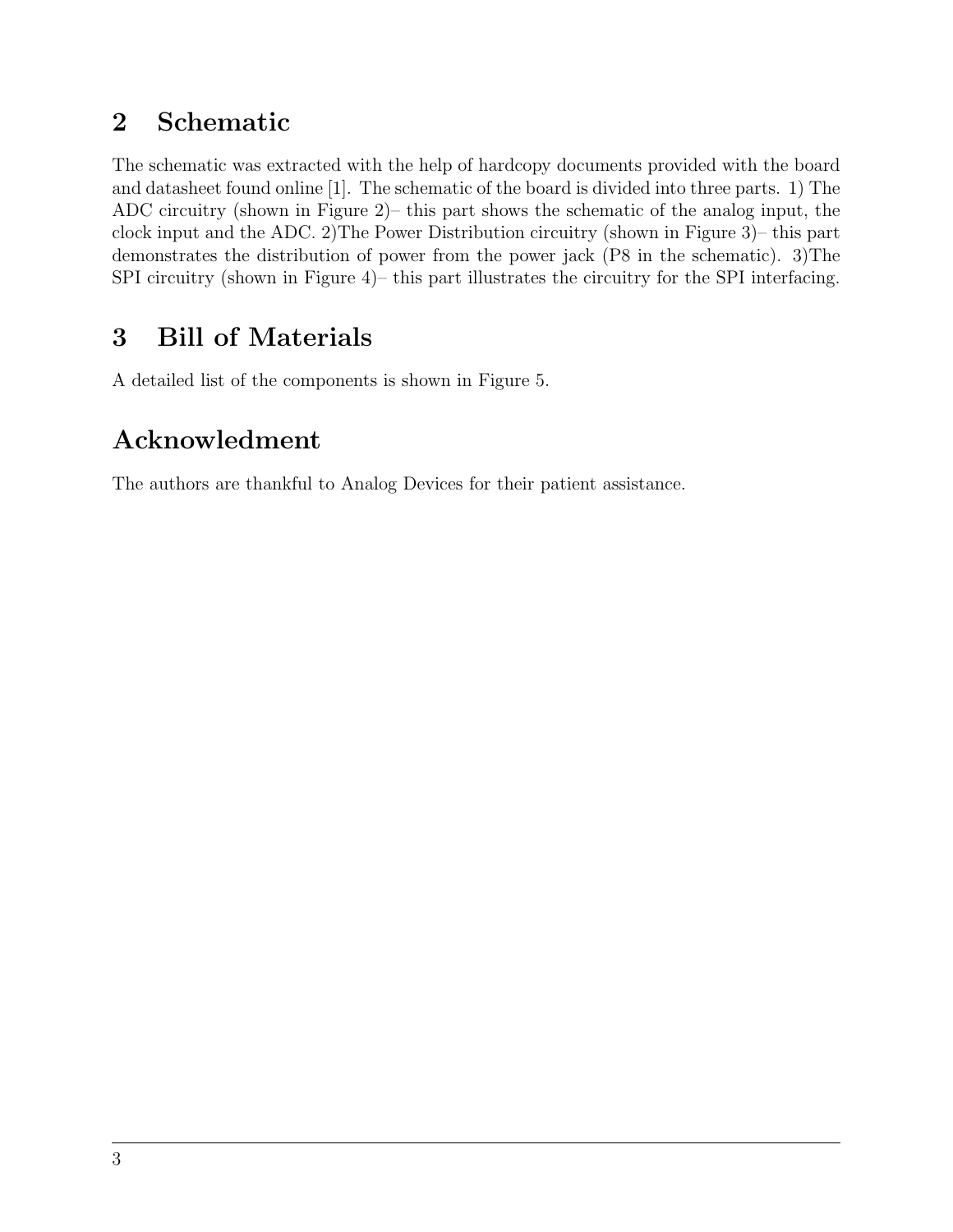## 2 Schematic

The schematic was extracted with the help of hardcopy documents provided with the board and datasheet found online [1]. The schematic of the board is divided into three parts. 1) The ADC circuitry (shown in Figure 2)– this part shows the schematic of the analog input, the clock input and the ADC. 2)The Power Distribution circuitry (shown in Figure 3)– this part demonstrates the distribution of power from the power jack (P8 in the schematic). 3)The SPI circuitry (shown in Figure 4)– this part illustrates the circuitry for the SPI interfacing.

## 3 Bill of Materials

A detailed list of the components is shown in Figure 5.

## Acknowledment

The authors are thankful to Analog Devices for their patient assistance.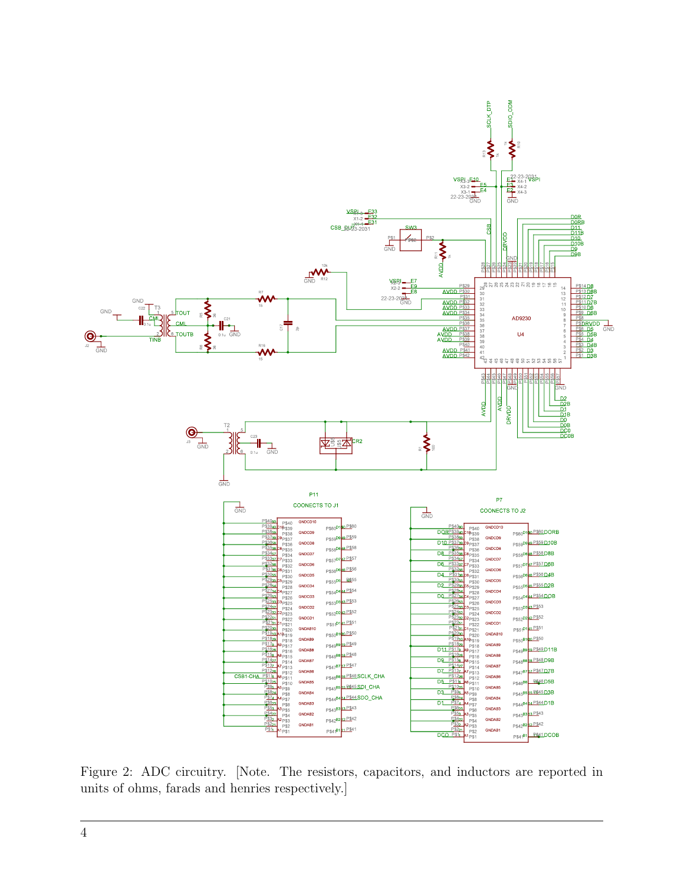Figure 2: ADC circuitry. [Note. The resistors, capacitors, and inductors are reported in units of ohms, farads and henries respectively.]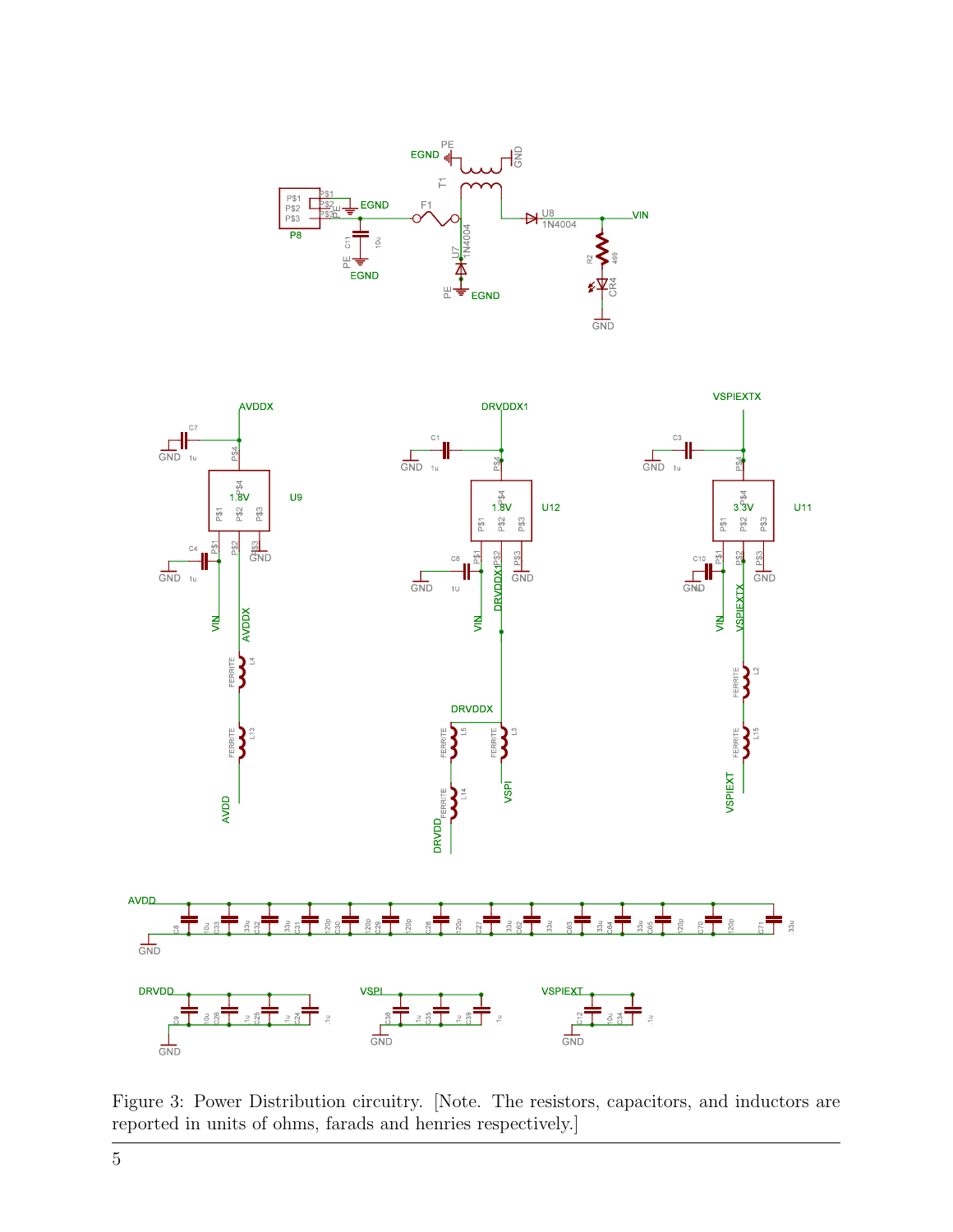Figure 3: Power Distribution circuitry. [Note. The resistors, capacitors, and inductors are reported in units of ohms, farads and henries respectively.]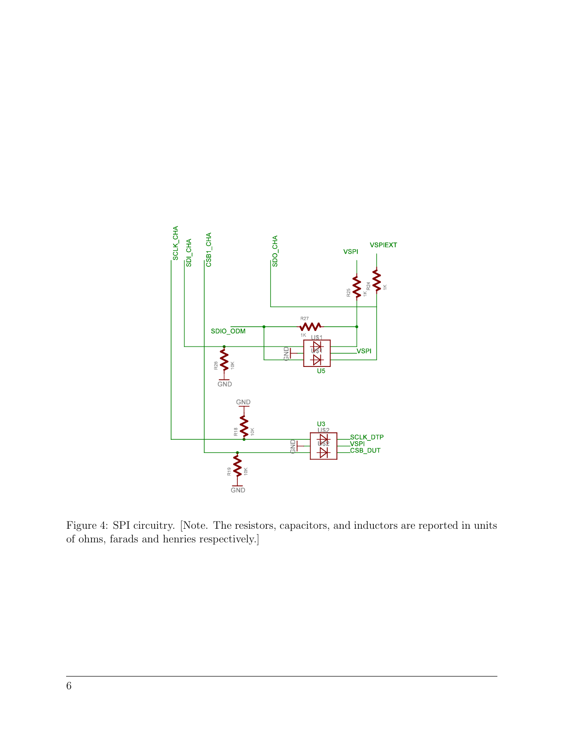SCLK_CHA
SDI_CHA
CSB1_CHA
SDO_CHA
VSPI
VSPIEXT
R25
1K
R24
1K
R27
1K
SDIO_ODM
U$1
U$1
GND
VSPI
U5
R26
10K
GND
GND
R18
10K
U3
U$2
U$2
GND
SCLK_DTP
VSPI
CSB_DUT
R19
10K
GND

Figure 4: SPI circuitry. [Note. The resistors, capacitors, and inductors are reported in units of ohms, farads and henries respectively.]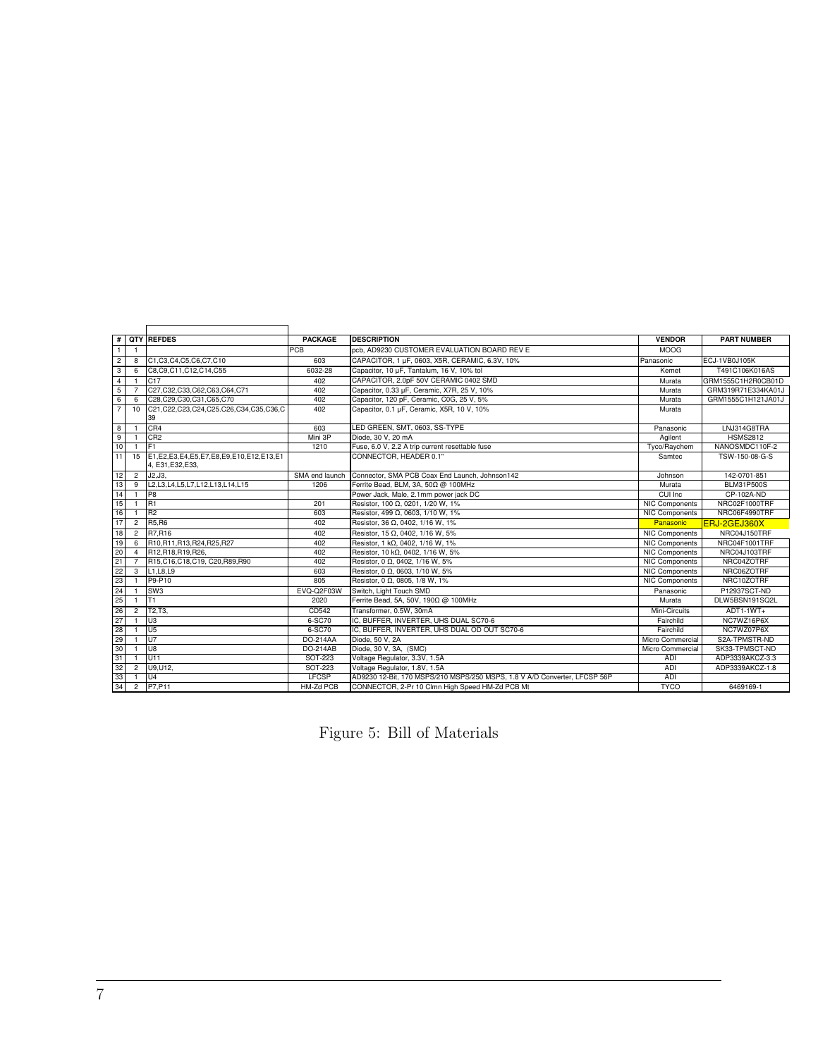| # | QTY | REFDES | PACKAGE | DESCRIPTION | VENDOR | PART NUMBER |
|---|---|---|---|---|---|---|
| 1 | 1 | | PCB | pcb, AD9230 CUSTOMER EVALUATION BOARD REV E | MOOG | |
| 2 | 8 | C1,C3,C4,C5,C6,C7,C10 | 603 | CAPACITOR, 1 µF, 0603, X5R, CERAMIC, 6.3V, 10% | Panasonic | ECJ-1VB0J105K |
| 3 | 6 | C8,C9,C11,C12,C14,C55 | 6032-28 | Capacitor, 10 µF, Tantalum, 16 V, 10% tol | Kemet | T491C106K016AS |
| 4 | 1 | C17 | 402 | CAPACITOR, 2.0pF 50V CERAMIC 0402 SMD | Murata | GRM1555C1H2R0CB01D |
| 5 | 7 | C27,C32,C33,C62,C63,C64,C71 | 402 | Capacitor, 0.33 µF, Ceramic, X7R, 25 V, 10% | Murata | GRM319R71E334KA01J |
| 6 | 6 | C28,C29,C30,C31,C65,C70 | 402 | Capacitor, 120 pF, Ceramic, C0G, 25 V, 5% | Murata | GRM1555C1H121JA01J |
| 7 | 10 | C21,C22,C23,C24,C25.C26,C34,C35,C36,C39 | 402 | Capacitor, 0.1 µF, Ceramic, X5R, 10 V, 10% | Murata | |
| 8 | 1 | CR4 | 603 | LED GREEN, SMT, 0603, SS-TYPE | Panasonic | LNJ314G8TRA |
| 9 | 1 | CR2 | Mini 3P | Diode, 30 V, 20 mA | Agilent | HSMS2812 |
| 10 | 1 | F1 | 1210 | Fuse, 6.0 V, 2.2 A trip current resettable fuse | Tyco/Raychem | NANOSMDC110F-2 |
| 11 | 15 | E1,E2,E3,E4,E5,E7,E8,E9,E10,E12,E13,E14, E31,E32,E33, | | CONNECTOR, HEADER 0.1" | Samtec | TSW-150-08-G-S |
| 12 | 2 | J2,J3, | SMA end launch | Connector, SMA PCB Coax End Launch, Johnson142 | Johnson | 142-0701-851 |
| 13 | 9 | L2,L3,L4,L5,L7,L12,L13,L14,L15 | 1206 | Ferrite Bead, BLM, 3A, 50Ω @ 100MHz | Murata | BLM31P500S |
| 14 | 1 | P8 | | Power Jack, Male, 2.1mm power jack DC | CUI Inc | CP-102A-ND |
| 15 | 1 | R1 | 201 | Resistor, 100 Ω, 0201, 1/20 W, 1% | NIC Components | NRC02F1000TRF |
| 16 | 1 | R2 | 603 | Resistor, 499 Ω, 0603, 1/10 W, 1% | NIC Components | NRC06F4990TRF |
| 17 | 2 | R5,R6 | 402 | Resistor, 36 Ω, 0402, 1/16 W, 1% | Panasonic | ERJ-2GEJ360X |
| 18 | 2 | R7,R16 | 402 | Resistor, 15 Ω, 0402, 1/16 W, 5% | NIC Components | NRC04J150TRF |
| 19 | 6 | R10,R11,R13,R24,R25,R27 | 402 | Resistor, 1 kΩ, 0402, 1/16 W, 1% | NIC Components | NRC04F1001TRF |
| 20 | 4 | R12,R18,R19,R26, | 402 | Resistor, 10 kΩ, 0402, 1/16 W, 5% | NIC Components | NRC04J103TRF |
| 21 | 7 | R15,C16,C18,C19, C20,R89,R90 | 402 | Resistor, 0 Ω, 0402, 1/16 W, 5% | NIC Components | NRC04ZOTRF |
| 22 | 3 | L1,L8,L9 | 603 | Resistor, 0 Ω, 0603, 1/10 W, 5% | NIC Components | NRC06ZOTRF |
| 23 | 1 | P9-P10 | 805 | Resistor, 0 Ω, 0805, 1/8 W, 1% | NIC Components | NRC10ZOTRF |
| 24 | 1 | SW3 | EVQ-Q2F03W | Switch, Light Touch SMD | Panasonic | P12937SCT-ND |
| 25 | 1 | T1 | 2020 | Ferrite Bead, 5A, 50V, 190Ω @ 100MHz | Murata | DLW5BSN191SQ2L |
| 26 | 2 | T2,T3, | CD542 | Transformer, 0.5W, 30mA | Mini-Circuits | ADT1-1WT+ |
| 27 | 1 | U3 | 6-SC70 | IC, BUFFER, INVERTER, UHS DUAL SC70-6 | Fairchild | NC7WZ16P6X |
| 28 | 1 | U5 | 6-SC70 | IC, BUFFER, INVERTER, UHS DUAL OD OUT SC70-6 | Fairchild | NC7WZ07P6X |
| 29 | 1 | U7 | DO-214AA | Diode, 50 V, 2A | Micro Commercial | S2A-TPMSTR-ND |
| 30 | 1 | U8 | DO-214AB | Diode, 30 V, 3A, (SMC) | Micro Commercial | SK33-TPMSCT-ND |
| 31 | 1 | U11 | SOT-223 | Voltage Regulator, 3.3V, 1.5A | ADI | ADP3339AKCZ-3.3 |
| 32 | 2 | U9,U12, | SOT-223 | Voltage Regulator, 1.8V, 1.5A | ADI | ADP3339AKCZ-1.8 |
| 33 | 1 | U4 | LFCSP | AD9230 12-Bit, 170 MSPS/210 MSPS/250 MSPS, 1.8 V A/D Converter, LFCSP 56P | ADI | |
| 34 | 2 | P7,P11 | HM-Zd PCB | CONNECTOR, 2-Pr 10 Clmn High Speed HM-Zd PCB Mt | TYCO | 6469169-1 |

Figure 5: Bill of Materials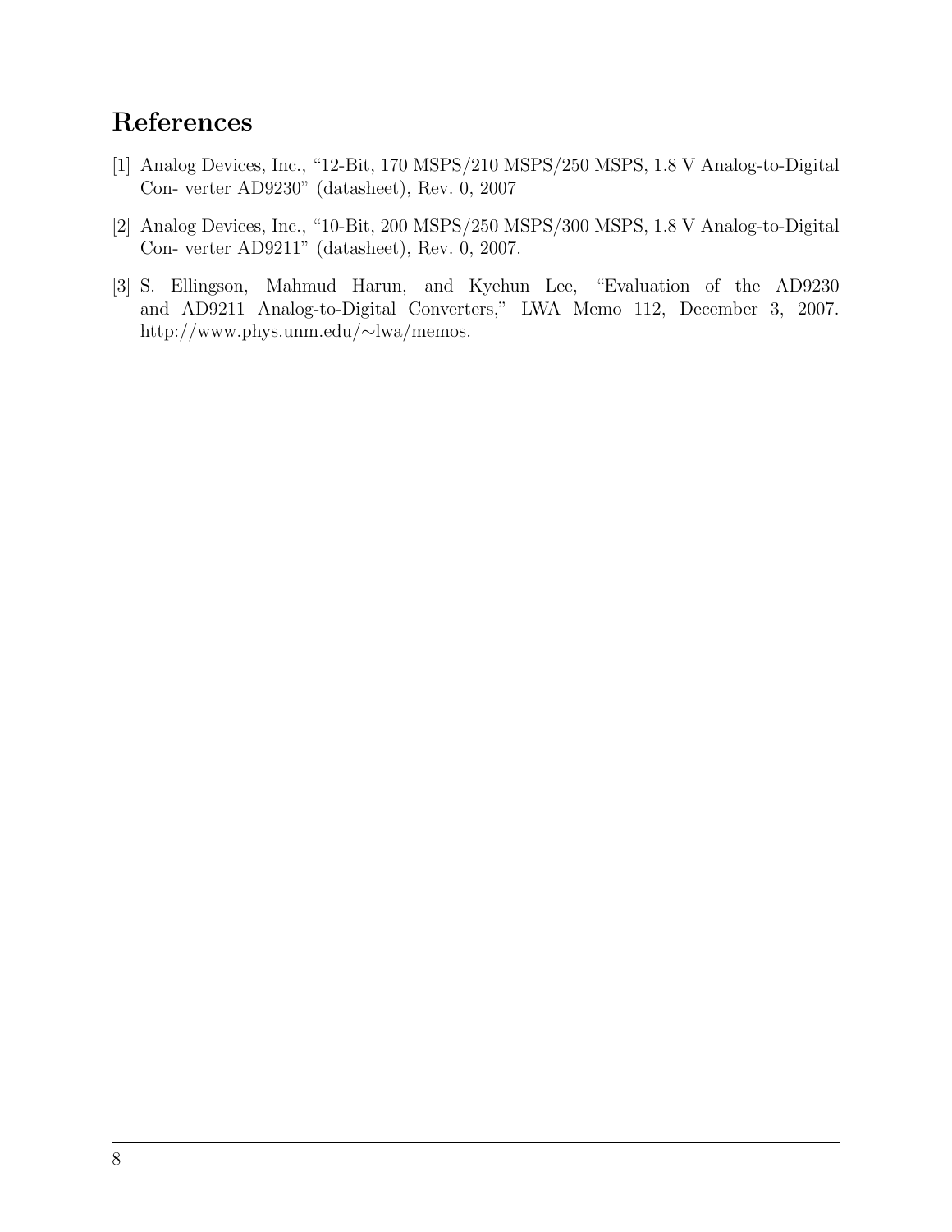## References

[1] Analog Devices, Inc., "12-Bit, 170 MSPS/210 MSPS/250 MSPS, 1.8 V Analog-to-Digital Con- verter AD9230" (datasheet), Rev. 0, 2007

[2] Analog Devices, Inc., "10-Bit, 200 MSPS/250 MSPS/300 MSPS, 1.8 V Analog-to-Digital Con- verter AD9211" (datasheet), Rev. 0, 2007.

[3] S. Ellingson, Mahmud Harun, and Kyehun Lee, "Evaluation of the AD9230 and AD9211 Analog-to-Digital Converters," LWA Memo 112, December 3, 2007. http://www.phys.unm.edu/∼lwa/memos.